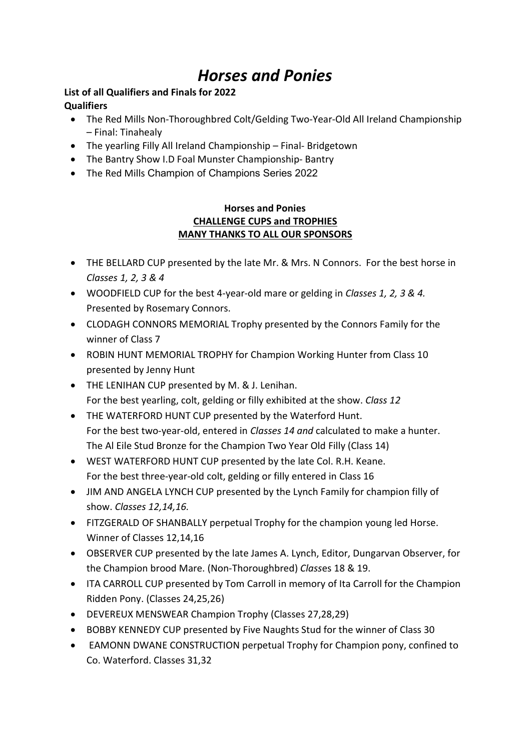# *Horses and Ponies*

**List of all Qualifiers and Finals for 2022**

**Qualifiers**

- The Red Mills Non-Thoroughbred Colt/Gelding Two-Year-Old All Ireland Championship – Final: Tinahealy
- The yearling Filly All Ireland Championship – Final- Bridgetown
- The Bantry Show I.D Foal Munster Championship- Bantry
- The Red Mills Champion of Champions Series 2022

**Horses and Ponies**

**CHALLENGE CUPS and TROPHIES**

**MANY THANKS TO ALL OUR SPONSORS**

- THE BELLARD CUP presented by the late Mr. & Mrs. N Connors. For the best horse in *Classes 1, 2, 3 & 4*
- WOODFIELD CUP for the best 4-year-old mare or gelding in *Classes 1, 2, 3 & 4.* Presented by Rosemary Connors.
- CLODAGH CONNORS MEMORIAL Trophy presented by the Connors Family for the winner of Class 7
- ROBIN HUNT MEMORIAL TROPHY for Champion Working Hunter from Class 10 presented by Jenny Hunt
- THE LENIHAN CUP presented by M. & J. Lenihan.
  For the best yearling, colt, gelding or filly exhibited at the show. *Class 12*
- THE WATERFORD HUNT CUP presented by the Waterford Hunt.
  For the best two-year-old, entered in *Classes 14 and* calculated to make a hunter.
  The Al Eile Stud Bronze for the Champion Two Year Old Filly (Class 14)
- WEST WATERFORD HUNT CUP presented by the late Col. R.H. Keane.
  For the best three-year-old colt, gelding or filly entered in Class 16
- JIM AND ANGELA LYNCH CUP presented by the Lynch Family for champion filly of show. *Classes 12,14,16.*
- FITZGERALD OF SHANBALLY perpetual Trophy for the champion young led Horse. Winner of Classes 12,14,16
- OBSERVER CUP presented by the late James A. Lynch, Editor, Dungarvan Observer, for the Champion brood Mare. (Non-Thoroughbred) *Class*es 18 & 19.
- ITA CARROLL CUP presented by Tom Carroll in memory of Ita Carroll for the Champion Ridden Pony. (Classes 24,25,26)
- DEVEREUX MENSWEAR Champion Trophy (Classes 27,28,29)
- BOBBY KENNEDY CUP presented by Five Naughts Stud for the winner of Class 30
- EAMONN DWANE CONSTRUCTION perpetual Trophy for Champion pony, confined to Co. Waterford. Classes 31,32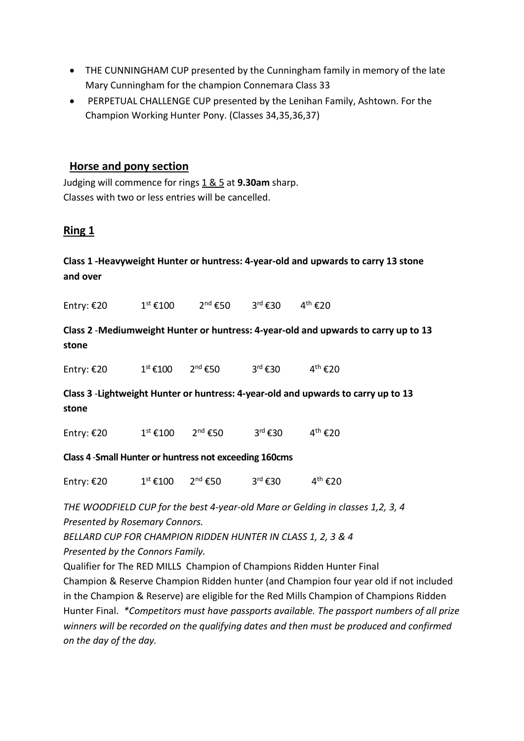- THE CUNNINGHAM CUP presented by the Cunningham family in memory of the late Mary Cunningham for the champion Connemara Class 33
- PERPETUAL CHALLENGE CUP presented by the Lenihan Family, Ashtown. For the Champion Working Hunter Pony. (Classes 34,35,36,37)

## Horse and pony section

Judging will commence for rings 1 & 5 at **9.30am** sharp.
Classes with two or less entries will be cancelled.

## Ring 1

**Class 1 -Heavyweight Hunter or huntress: 4-year-old and upwards to carry 13 stone and over**

Entry: €20 1st €100 2nd €50 3rd €30 4th €20

**Class 2 -Mediumweight Hunter or huntress: 4-year-old and upwards to carry up to 13 stone**

Entry: €20 1st €100 2nd €50 3rd €30 4th €20

**Class 3 -Lightweight Hunter or huntress: 4-year-old and upwards to carry up to 13 stone**

Entry: €20 1st €100 2nd €50 3rd €30 4th €20

**Class 4 -Small Hunter or huntress not exceeding 160cms**

Entry: €20 1st €100 2nd €50 3rd €30 4th €20

*THE WOODFIELD CUP for the best 4-year-old Mare or Gelding in classes 1,2, 3, 4*
*Presented by Rosemary Connors.*
*BELLARD CUP FOR CHAMPION RIDDEN HUNTER IN CLASS 1, 2, 3 & 4*
*Presented by the Connors Family.*
Qualifier for The RED MILLS Champion of Champions Ridden Hunter Final
Champion & Reserve Champion Ridden hunter (and Champion four year old if not included in the Champion & Reserve) are eligible for the Red Mills Champion of Champions Ridden Hunter Final. **Competitors must have passports available. The passport numbers of all prize winners will be recorded on the qualifying dates and then must be produced and confirmed on the day of the day.*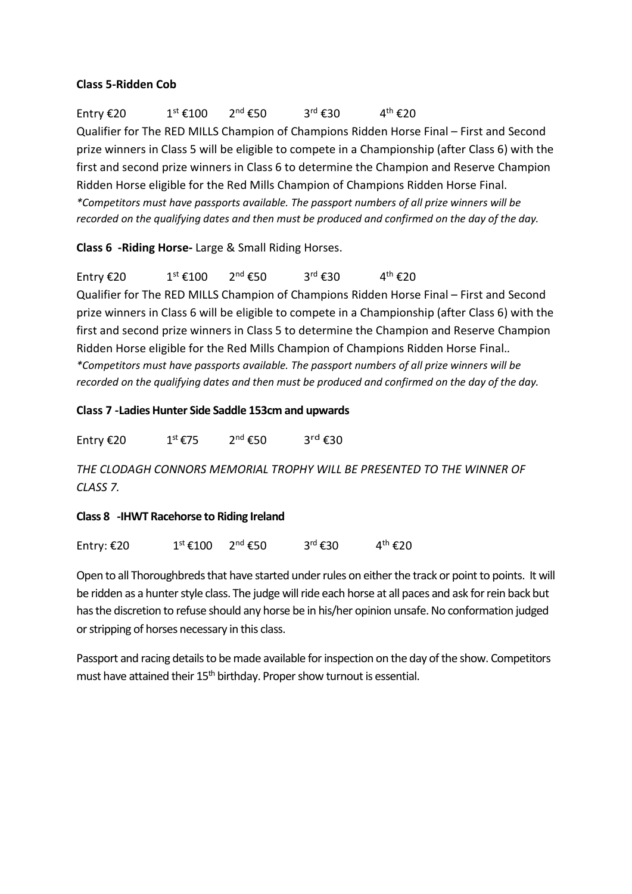**Class 5-Ridden Cob**

Entry €20 1st €100 2nd €50 3rd €30 4th €20

Qualifier for The RED MILLS Champion of Champions Ridden Horse Final – First and Second prize winners in Class 5 will be eligible to compete in a Championship (after Class 6) with the first and second prize winners in Class 6 to determine the Champion and Reserve Champion Ridden Horse eligible for the Red Mills Champion of Champions Ridden Horse Final.

*\*Competitors must have passports available. The passport numbers of all prize winners will be recorded on the qualifying dates and then must be produced and confirmed on the day of the day.*

**Class 6 -Riding Horse-** Large & Small Riding Horses.

Entry €20 1st €100 2nd €50 3rd €30 4th €20

Qualifier for The RED MILLS Champion of Champions Ridden Horse Final – First and Second prize winners in Class 6 will be eligible to compete in a Championship (after Class 6) with the first and second prize winners in Class 5 to determine the Champion and Reserve Champion Ridden Horse eligible for the Red Mills Champion of Champions Ridden Horse Final..

*\*Competitors must have passports available. The passport numbers of all prize winners will be recorded on the qualifying dates and then must be produced and confirmed on the day of the day.*

**Class 7 -Ladies Hunter Side Saddle 153cm and upwards**

Entry €20 1st €75 2nd €50 3rd €30

*THE CLODAGH CONNORS MEMORIAL TROPHY WILL BE PRESENTED TO THE WINNER OF CLASS 7.*

**Class 8 -IHWT Racehorse to Riding Ireland**

Entry: €20 1st €100 2nd €50 3rd €30 4th €20

Open to all Thoroughbreds that have started under rules on either the track or point to points. It will be ridden as a hunter style class. The judge will ride each horse at all paces and ask for rein back but has the discretion to refuse should any horse be in his/her opinion unsafe. No conformation judged or stripping of horses necessary in this class.

Passport and racing details to be made available for inspection on the day of the show. Competitors must have attained their 15th birthday. Proper show turnout is essential.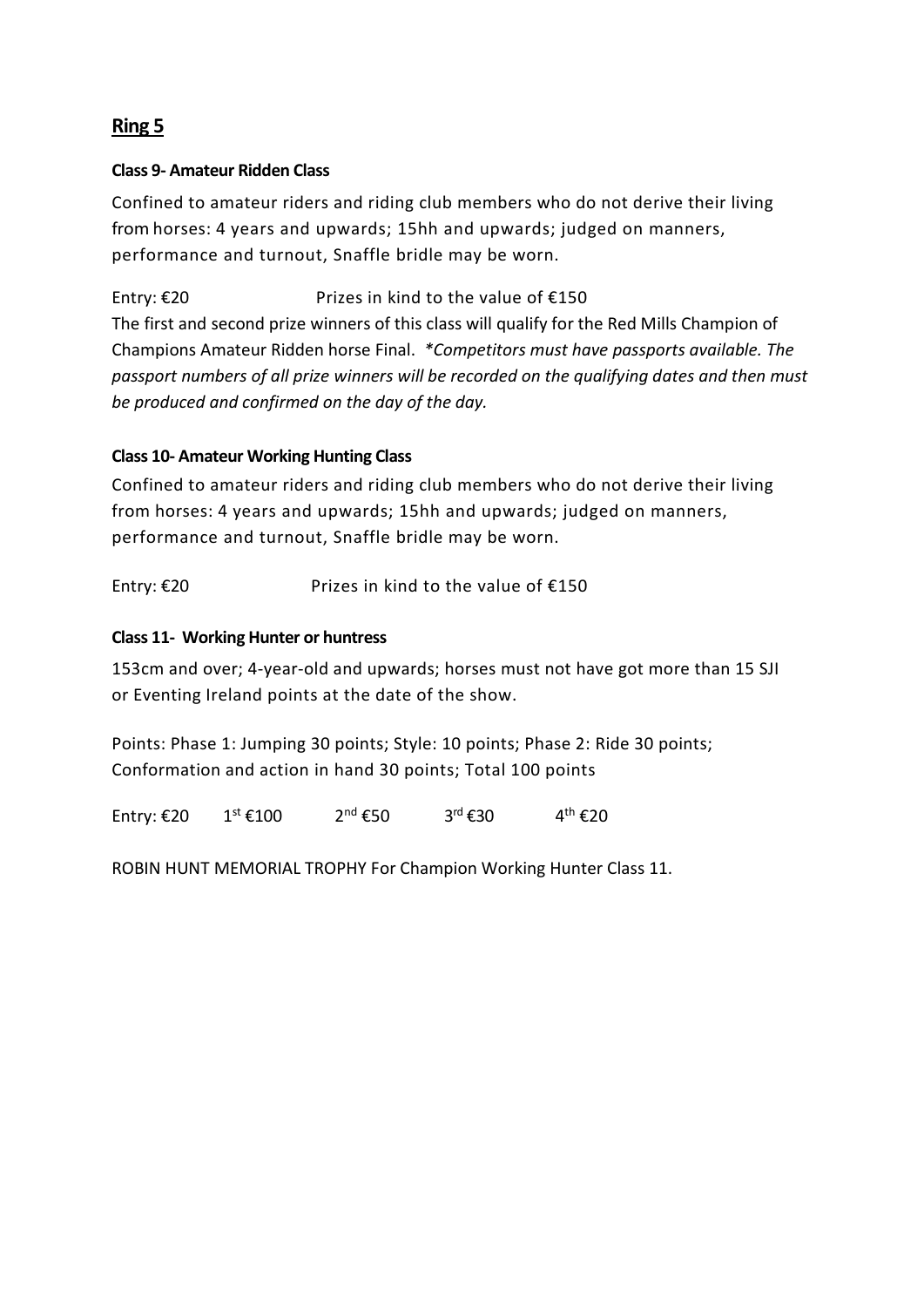## Ring 5

**Class 9- Amateur Ridden Class**

Confined to amateur riders and riding club members who do not derive their living from horses: 4 years and upwards; 15hh and upwards; judged on manners, performance and turnout, Snaffle bridle may be worn.

Entry: €20 Prizes in kind to the value of €150

The first and second prize winners of this class will qualify for the Red Mills Champion of Champions Amateur Ridden horse Final. *\*Competitors must have passports available. The passport numbers of all prize winners will be recorded on the qualifying dates and then must be produced and confirmed on the day of the day.*

**Class 10- Amateur Working Hunting Class**

Confined to amateur riders and riding club members who do not derive their living from horses: 4 years and upwards; 15hh and upwards; judged on manners, performance and turnout, Snaffle bridle may be worn.

Entry: €20 Prizes in kind to the value of €150

**Class 11- Working Hunter or huntress**

153cm and over; 4-year-old and upwards; horses must not have got more than 15 SJI or Eventing Ireland points at the date of the show.

Points: Phase 1: Jumping 30 points; Style: 10 points; Phase 2: Ride 30 points; Conformation and action in hand 30 points; Total 100 points

Entry: €20 1st €100 2nd €50 3rd €30 4th €20

ROBIN HUNT MEMORIAL TROPHY For Champion Working Hunter Class 11.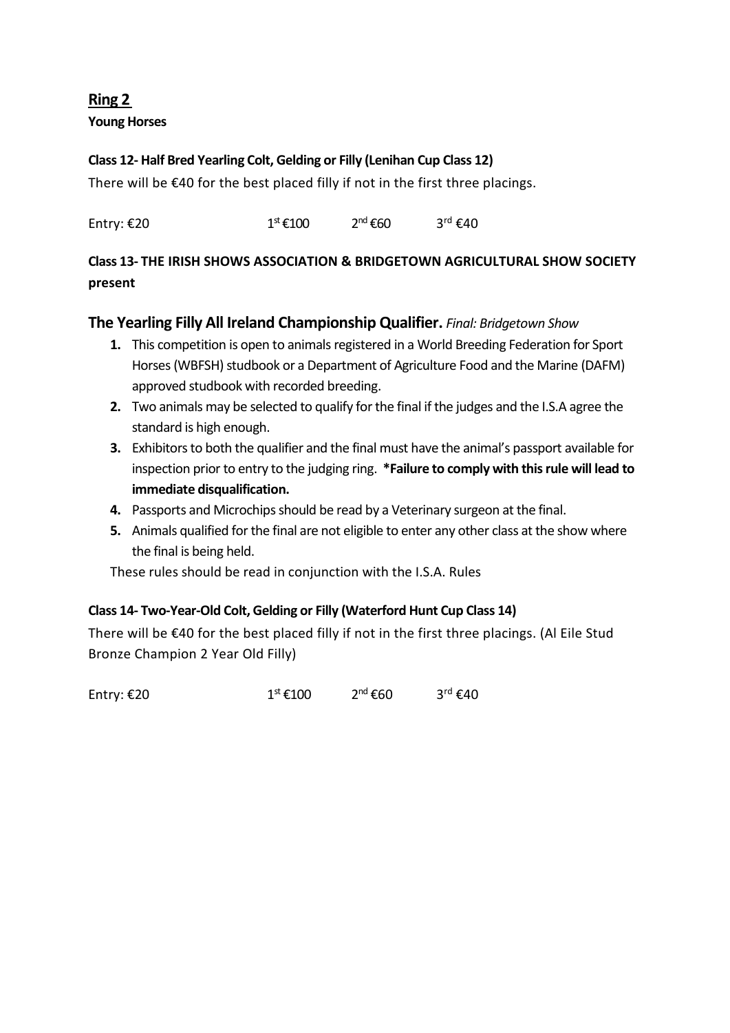## Ring 2

**Young Horses**

**Class 12- Half Bred Yearling Colt, Gelding or Filly (Lenihan Cup Class 12)**

There will be €40 for the best placed filly if not in the first three placings.

Entry: €20 1st €100 2nd €60 3rd €40

**Class 13- THE IRISH SHOWS ASSOCIATION & BRIDGETOWN AGRICULTURAL SHOW SOCIETY present**

### The Yearling Filly All Ireland Championship Qualifier. *Final: Bridgetown Show*

1. This competition is open to animals registered in a World Breeding Federation for Sport Horses (WBFSH) studbook or a Department of Agriculture Food and the Marine (DAFM) approved studbook with recorded breeding.
2. Two animals may be selected to qualify for the final if the judges and the I.S.A agree the standard is high enough.
3. Exhibitors to both the qualifier and the final must have the animal's passport available for inspection prior to entry to the judging ring. ***Failure to comply with this rule will lead to immediate disqualification.**
4. Passports and Microchips should be read by a Veterinary surgeon at the final.
5. Animals qualified for the final are not eligible to enter any other class at the show where the final is being held.

These rules should be read in conjunction with the I.S.A. Rules

**Class 14- Two-Year-Old Colt, Gelding or Filly (Waterford Hunt Cup Class 14)**

There will be €40 for the best placed filly if not in the first three placings. (Al Eile Stud Bronze Champion 2 Year Old Filly)

Entry: €20 1st €100 2nd €60 3rd €40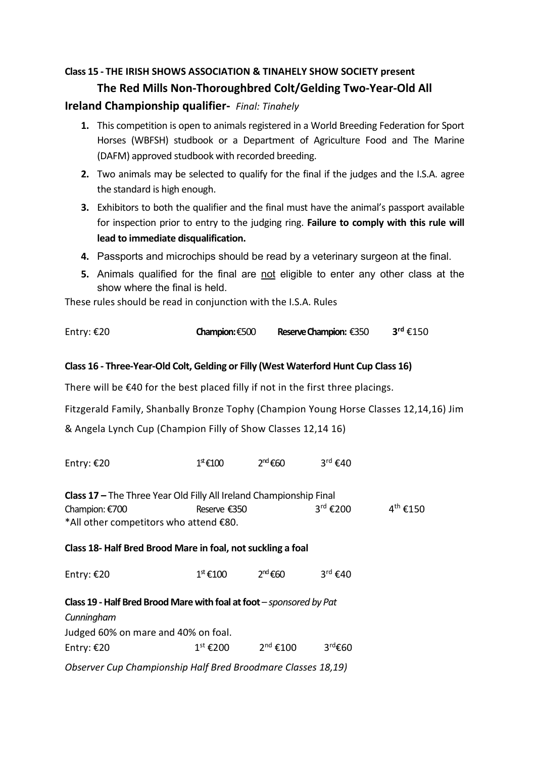**Class 15 - THE IRISH SHOWS ASSOCIATION & TINAHELY SHOW SOCIETY present**

**The Red Mills Non-Thoroughbred Colt/Gelding Two-Year-Old All Ireland Championship qualifier-** *Final: Tinahely*

1. This competition is open to animals registered in a World Breeding Federation for Sport Horses (WBFSH) studbook or a Department of Agriculture Food and The Marine (DAFM) approved studbook with recorded breeding.
2. Two animals may be selected to qualify for the final if the judges and the I.S.A. agree the standard is high enough.
3. Exhibitors to both the qualifier and the final must have the animal's passport available for inspection prior to entry to the judging ring. **Failure to comply with this rule will lead to immediate disqualification.**
4. Passports and microchips should be read by a veterinary surgeon at the final.
5. Animals qualified for the final are <u>not</u> eligible to enter any other class at the show where the final is held.

These rules should be read in conjunction with the I.S.A. Rules

Entry: €20 **Champion:** €500 **Reserve Champion:** €350 **3rd** €150

**Class 16 - Three-Year-Old Colt, Gelding or Filly (West Waterford Hunt Cup Class 16)**

There will be €40 for the best placed filly if not in the first three placings.

Fitzgerald Family, Shanbally Bronze Tophy (Champion Young Horse Classes 12,14,16) Jim & Angela Lynch Cup (Champion Filly of Show Classes 12,14 16)

Entry: €20 1st €100 2nd €60 3rd €40

**Class 17 –** The Three Year Old Filly All Ireland Championship Final
Champion: €700 Reserve €350 3rd €200 4th €150
*All other competitors who attend €80.

**Class 18- Half Bred Brood Mare in foal, not suckling a foal**

Entry: €20 1st €100 2nd €60 3rd €40

**Class 19 - Half Bred Brood Mare with foal at foot** – *sponsored by Pat Cunningham*

Judged 60% on mare and 40% on foal.
Entry: €20 1st €200 2nd €100 3rd €60

*Observer Cup Championship Half Bred Broodmare Classes 18,19)*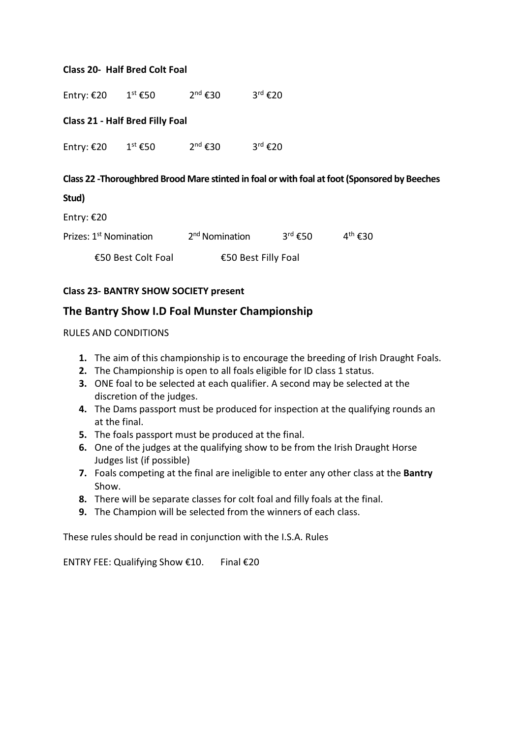**Class 20- Half Bred Colt Foal**

Entry: €20 1st €50 2nd €30 3rd €20

**Class 21 - Half Bred Filly Foal**

Entry: €20 1st €50 2nd €30 3rd €20

**Class 22 -Thoroughbred Brood Mare stinted in foal or with foal at foot (Sponsored by Beeches Stud)**

Entry: €20

Prizes: 1st Nomination 2nd Nomination 3rd €50 4th €30

€50 Best Colt Foal €50 Best Filly Foal

**Class 23- BANTRY SHOW SOCIETY present**

## The Bantry Show I.D Foal Munster Championship

RULES AND CONDITIONS

1. The aim of this championship is to encourage the breeding of Irish Draught Foals.
2. The Championship is open to all foals eligible for ID class 1 status.
3. ONE foal to be selected at each qualifier. A second may be selected at the discretion of the judges.
4. The Dams passport must be produced for inspection at the qualifying rounds an at the final.
5. The foals passport must be produced at the final.
6. One of the judges at the qualifying show to be from the Irish Draught Horse Judges list (if possible)
7. Foals competing at the final are ineligible to enter any other class at the **Bantry** Show.
8. There will be separate classes for colt foal and filly foals at the final.
9. The Champion will be selected from the winners of each class.

These rules should be read in conjunction with the I.S.A. Rules

ENTRY FEE: Qualifying Show €10. Final €20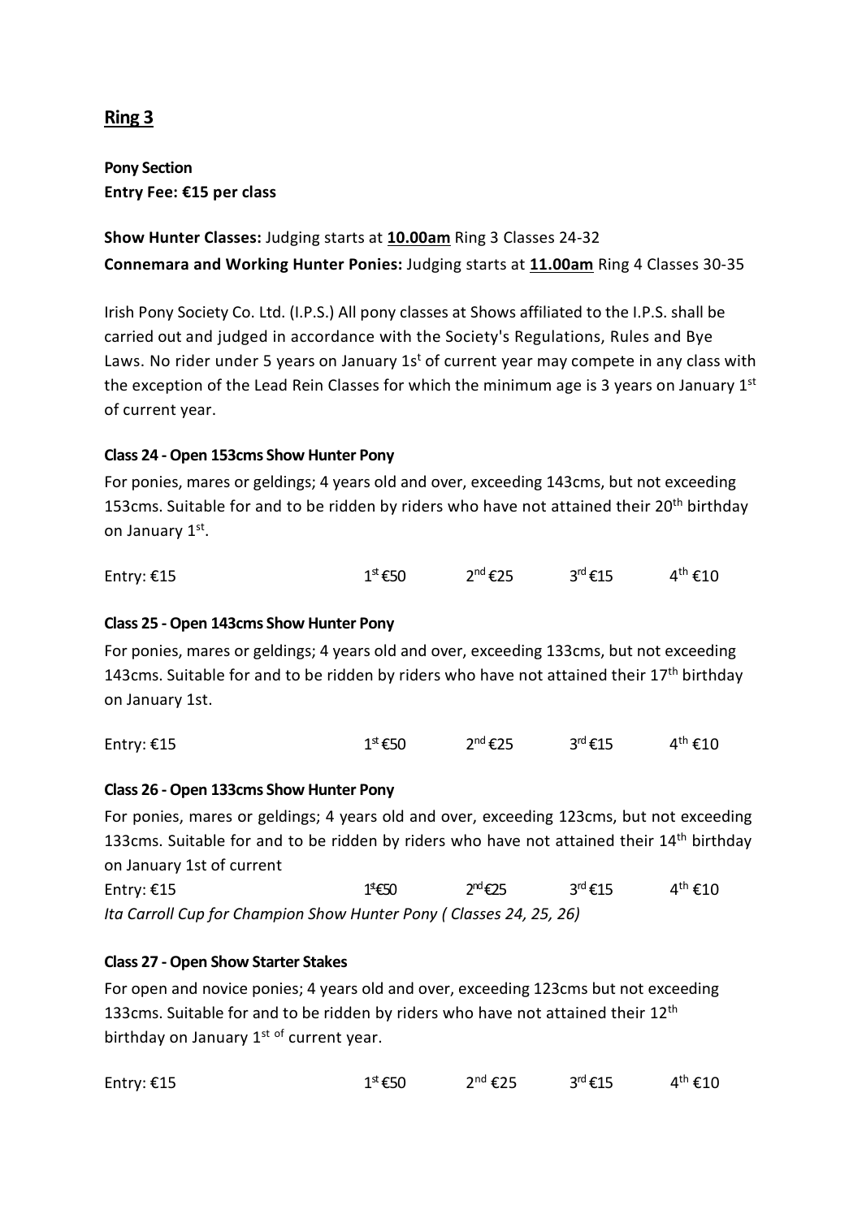## Ring 3

**Pony Section**
**Entry Fee: €15 per class**

**Show Hunter Classes:** Judging starts at **10.00am** Ring 3 Classes 24-32
**Connemara and Working Hunter Ponies:** Judging starts at **11.00am** Ring 4 Classes 30-35

Irish Pony Society Co. Ltd. (I.P.S.) All pony classes at Shows affiliated to the I.P.S. shall be carried out and judged in accordance with the Society's Regulations, Rules and Bye Laws. No rider under 5 years on January 1st of current year may compete in any class with the exception of the Lead Rein Classes for which the minimum age is 3 years on January 1st of current year.

### Class 24 - Open 153cms Show Hunter Pony

For ponies, mares or geldings; 4 years old and over, exceeding 143cms, but not exceeding 153cms. Suitable for and to be ridden by riders who have not attained their 20th birthday on January 1st.

Entry: €15 1st €50 2nd €25 3rd €15 4th €10

### Class 25 - Open 143cms Show Hunter Pony

For ponies, mares or geldings; 4 years old and over, exceeding 133cms, but not exceeding 143cms. Suitable for and to be ridden by riders who have not attained their 17th birthday on January 1st.

Entry: €15 1st €50 2nd €25 3rd €15 4th €10

### Class 26 - Open 133cms Show Hunter Pony

For ponies, mares or geldings; 4 years old and over, exceeding 123cms, but not exceeding 133cms. Suitable for and to be ridden by riders who have not attained their 14th birthday on January 1st of current

Entry: €15 1st €50 2nd €25 3rd €15 4th €10

*Ita Carroll Cup for Champion Show Hunter Pony ( Classes 24, 25, 26)*

### Class 27 - Open Show Starter Stakes

For open and novice ponies; 4 years old and over, exceeding 123cms but not exceeding 133cms. Suitable for and to be ridden by riders who have not attained their 12th birthday on January 1st of current year.

Entry: €15 1st €50 2nd €25 3rd €15 4th €10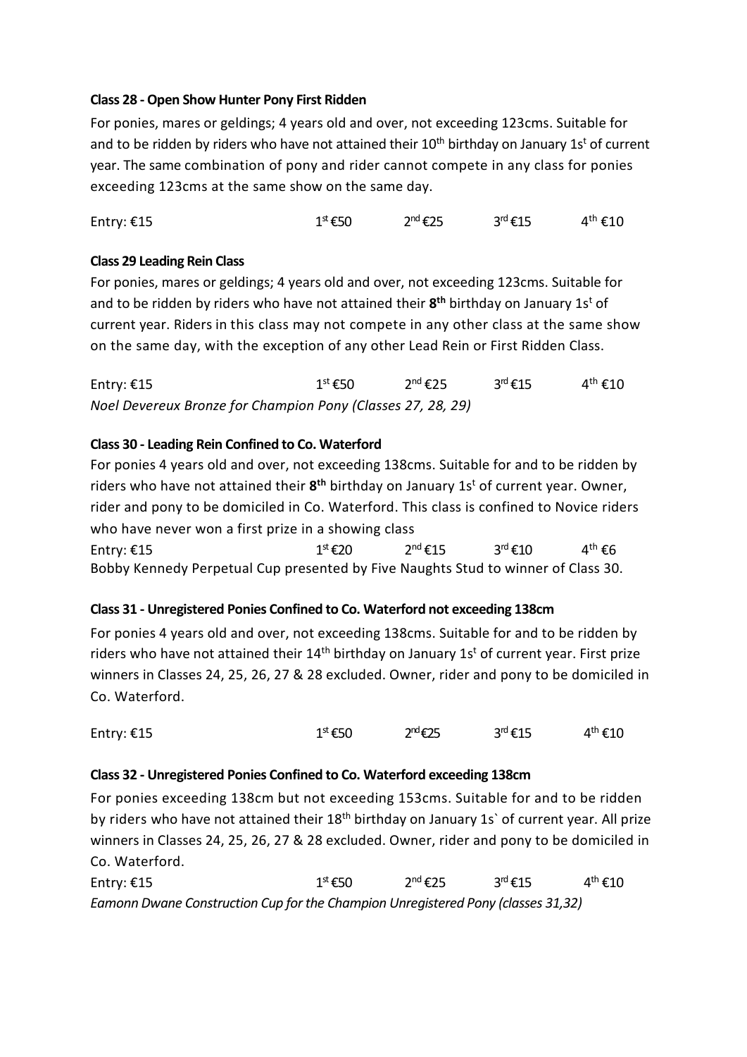**Class 28 - Open Show Hunter Pony First Ridden**

For ponies, mares or geldings; 4 years old and over, not exceeding 123cms. Suitable for and to be ridden by riders who have not attained their 10th birthday on January 1st of current year. The same combination of pony and rider cannot compete in any class for ponies exceeding 123cms at the same show on the same day.

Entry: €15 1st €50 2nd €25 3rd €15 4th €10

**Class 29 Leading Rein Class**

For ponies, mares or geldings; 4 years old and over, not exceeding 123cms. Suitable for and to be ridden by riders who have not attained their **8th** birthday on January 1st of current year. Riders in this class may not compete in any other class at the same show on the same day, with the exception of any other Lead Rein or First Ridden Class.

Entry: €15 1st €50 2nd €25 3rd €15 4th €10

*Noel Devereux Bronze for Champion Pony (Classes 27, 28, 29)*

**Class 30 - Leading Rein Confined to Co. Waterford**

For ponies 4 years old and over, not exceeding 138cms. Suitable for and to be ridden by riders who have not attained their **8th** birthday on January 1st of current year. Owner, rider and pony to be domiciled in Co. Waterford. This class is confined to Novice riders who have never won a first prize in a showing class

Entry: €15 1st €20 2nd €15 3rd €10 4th €6

Bobby Kennedy Perpetual Cup presented by Five Naughts Stud to winner of Class 30.

**Class 31 - Unregistered Ponies Confined to Co. Waterford not exceeding 138cm**

For ponies 4 years old and over, not exceeding 138cms. Suitable for and to be ridden by riders who have not attained their 14th birthday on January 1st of current year. First prize winners in Classes 24, 25, 26, 27 & 28 excluded. Owner, rider and pony to be domiciled in Co. Waterford.

Entry: €15 1st €50 2nd €25 3rd €15 4th €10

**Class 32 - Unregistered Ponies Confined to Co. Waterford exceeding 138cm**

For ponies exceeding 138cm but not exceeding 153cms. Suitable for and to be ridden by riders who have not attained their 18th birthday on January 1s` of current year. All prize winners in Classes 24, 25, 26, 27 & 28 excluded. Owner, rider and pony to be domiciled in Co. Waterford.

Entry: €15 1st €50 2nd €25 3rd €15 4th €10

*Eamonn Dwane Construction Cup for the Champion Unregistered Pony (classes 31,32)*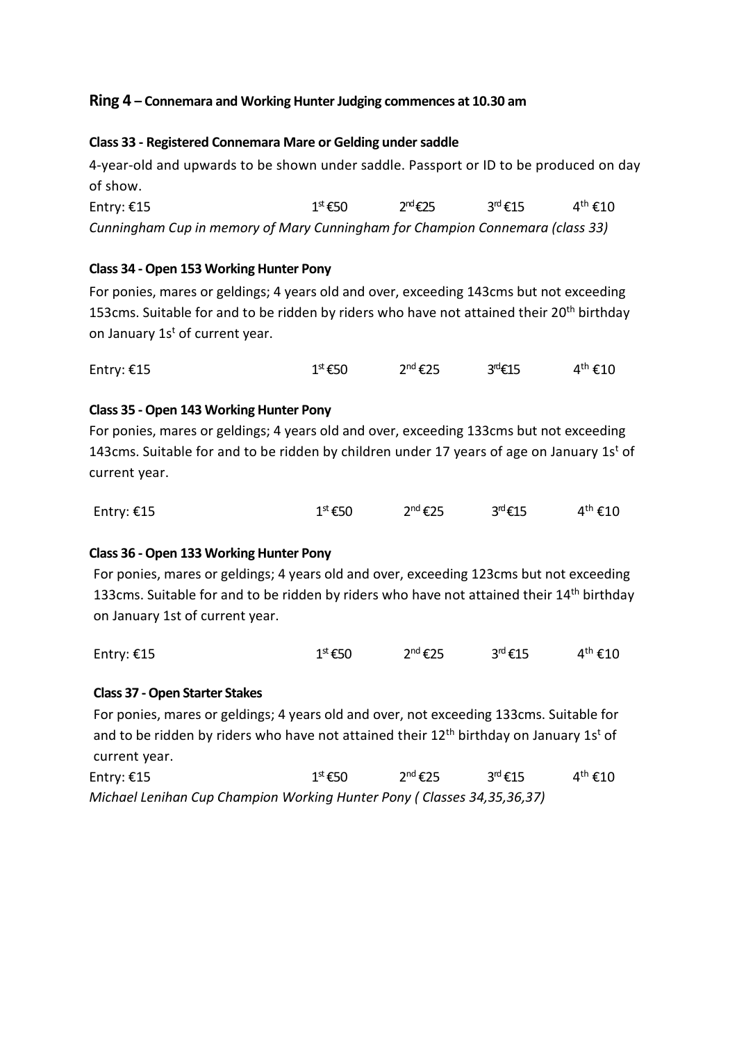## Ring 4 – Connemara and Working Hunter Judging commences at 10.30 am

### Class 33 - Registered Connemara Mare or Gelding under saddle

4-year-old and upwards to be shown under saddle. Passport or ID to be produced on day of show.

Entry: €15 1st €50 2nd €25 3rd €15 4th €10

*Cunningham Cup in memory of Mary Cunningham for Champion Connemara (class 33)*

### Class 34 - Open 153 Working Hunter Pony

For ponies, mares or geldings; 4 years old and over, exceeding 143cms but not exceeding 153cms. Suitable for and to be ridden by riders who have not attained their 20th birthday on January 1st of current year.

Entry: €15 1st €50 2nd €25 3rd €15 4th €10

### Class 35 - Open 143 Working Hunter Pony

For ponies, mares or geldings; 4 years old and over, exceeding 133cms but not exceeding 143cms. Suitable for and to be ridden by children under 17 years of age on January 1st of current year.

Entry: €15 1st €50 2nd €25 3rd €15 4th €10

### Class 36 - Open 133 Working Hunter Pony

For ponies, mares or geldings; 4 years old and over, exceeding 123cms but not exceeding 133cms. Suitable for and to be ridden by riders who have not attained their 14th birthday on January 1st of current year.

Entry: €15 1st €50 2nd €25 3rd €15 4th €10

### Class 37 - Open Starter Stakes

For ponies, mares or geldings; 4 years old and over, not exceeding 133cms. Suitable for and to be ridden by riders who have not attained their 12th birthday on January 1st of current year.

Entry: €15 1st €50 2nd €25 3rd €15 4th €10

*Michael Lenihan Cup Champion Working Hunter Pony ( Classes 34,35,36,37)*